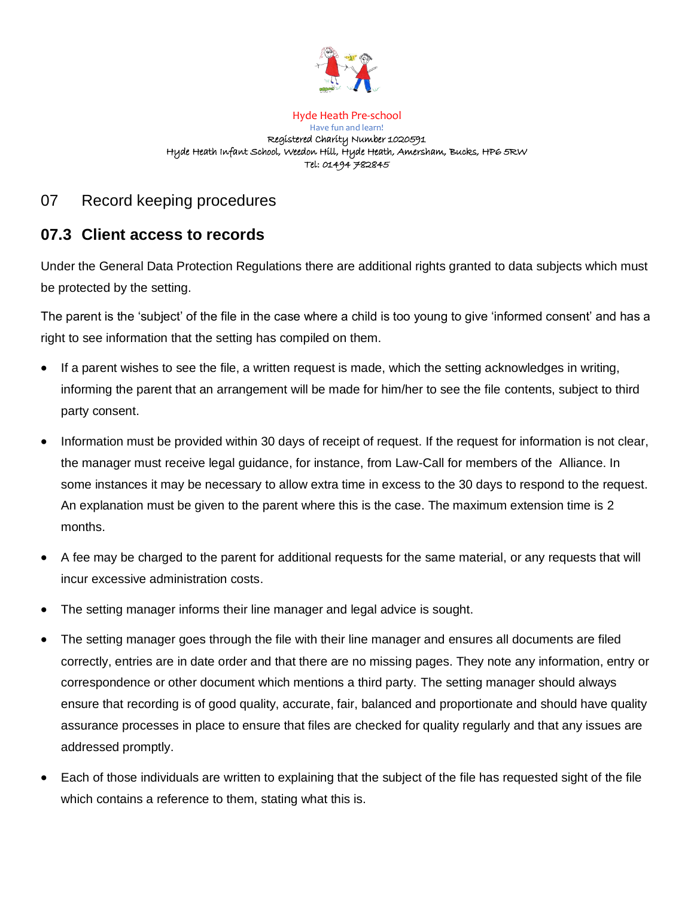Hyde Heath Pre-school

Have fun and learn!

Registered Charity Number 1020591

Hyde Heath Infant School, Weedon Hill, Hyde Heath, Amersham, Bucks, HP6 5RW

Tel: 01494 782845

## 07 Record keeping procedures

## 07.3 Client access to records

Under the General Data Protection Regulations there are additional rights granted to data subjects which must be protected by the setting.

The parent is the 'subject' of the file in the case where a child is too young to give 'informed consent' and has a right to see information that the setting has compiled on them.

- If a parent wishes to see the file, a written request is made, which the setting acknowledges in writing, informing the parent that an arrangement will be made for him/her to see the file contents, subject to third party consent.
- Information must be provided within 30 days of receipt of request. If the request for information is not clear, the manager must receive legal guidance, for instance, from Law-Call for members of the Alliance. In some instances it may be necessary to allow extra time in excess to the 30 days to respond to the request. An explanation must be given to the parent where this is the case. The maximum extension time is 2 months.
- A fee may be charged to the parent for additional requests for the same material, or any requests that will incur excessive administration costs.
- The setting manager informs their line manager and legal advice is sought.
- The setting manager goes through the file with their line manager and ensures all documents are filed correctly, entries are in date order and that there are no missing pages. They note any information, entry or correspondence or other document which mentions a third party. The setting manager should always ensure that recording is of good quality, accurate, fair, balanced and proportionate and should have quality assurance processes in place to ensure that files are checked for quality regularly and that any issues are addressed promptly.
- Each of those individuals are written to explaining that the subject of the file has requested sight of the file which contains a reference to them, stating what this is.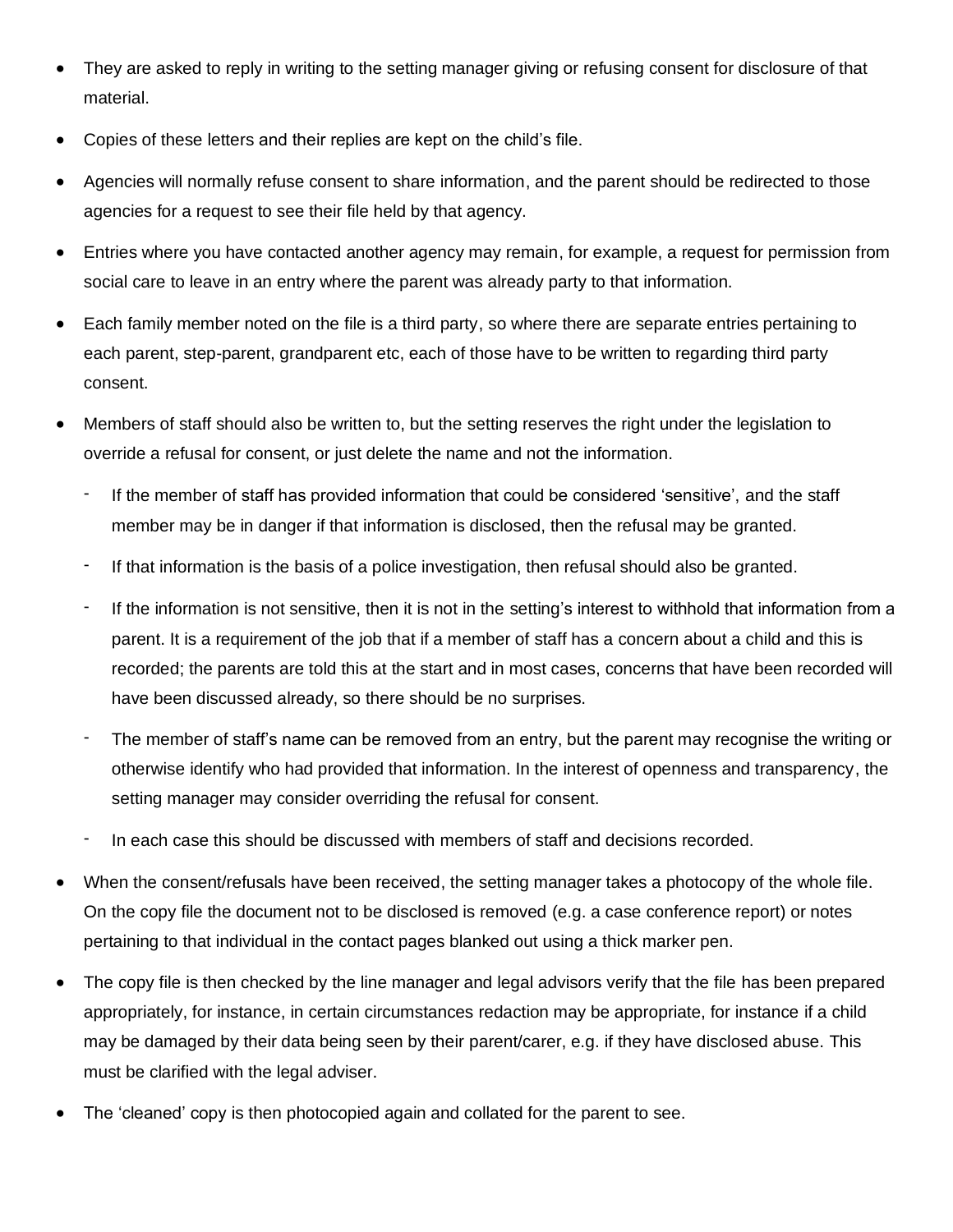- They are asked to reply in writing to the setting manager giving or refusing consent for disclosure of that material.
- Copies of these letters and their replies are kept on the child's file.
- Agencies will normally refuse consent to share information, and the parent should be redirected to those agencies for a request to see their file held by that agency.
- Entries where you have contacted another agency may remain, for example, a request for permission from social care to leave in an entry where the parent was already party to that information.
- Each family member noted on the file is a third party, so where there are separate entries pertaining to each parent, step-parent, grandparent etc, each of those have to be written to regarding third party consent.
- Members of staff should also be written to, but the setting reserves the right under the legislation to override a refusal for consent, or just delete the name and not the information.
  - If the member of staff has provided information that could be considered 'sensitive', and the staff member may be in danger if that information is disclosed, then the refusal may be granted.
  - If that information is the basis of a police investigation, then refusal should also be granted.
  - If the information is not sensitive, then it is not in the setting's interest to withhold that information from a parent. It is a requirement of the job that if a member of staff has a concern about a child and this is recorded; the parents are told this at the start and in most cases, concerns that have been recorded will have been discussed already, so there should be no surprises.
  - The member of staff's name can be removed from an entry, but the parent may recognise the writing or otherwise identify who had provided that information. In the interest of openness and transparency, the setting manager may consider overriding the refusal for consent.
  - In each case this should be discussed with members of staff and decisions recorded.
- When the consent/refusals have been received, the setting manager takes a photocopy of the whole file. On the copy file the document not to be disclosed is removed (e.g. a case conference report) or notes pertaining to that individual in the contact pages blanked out using a thick marker pen.
- The copy file is then checked by the line manager and legal advisors verify that the file has been prepared appropriately, for instance, in certain circumstances redaction may be appropriate, for instance if a child may be damaged by their data being seen by their parent/carer, e.g. if they have disclosed abuse. This must be clarified with the legal adviser.
- The 'cleaned' copy is then photocopied again and collated for the parent to see.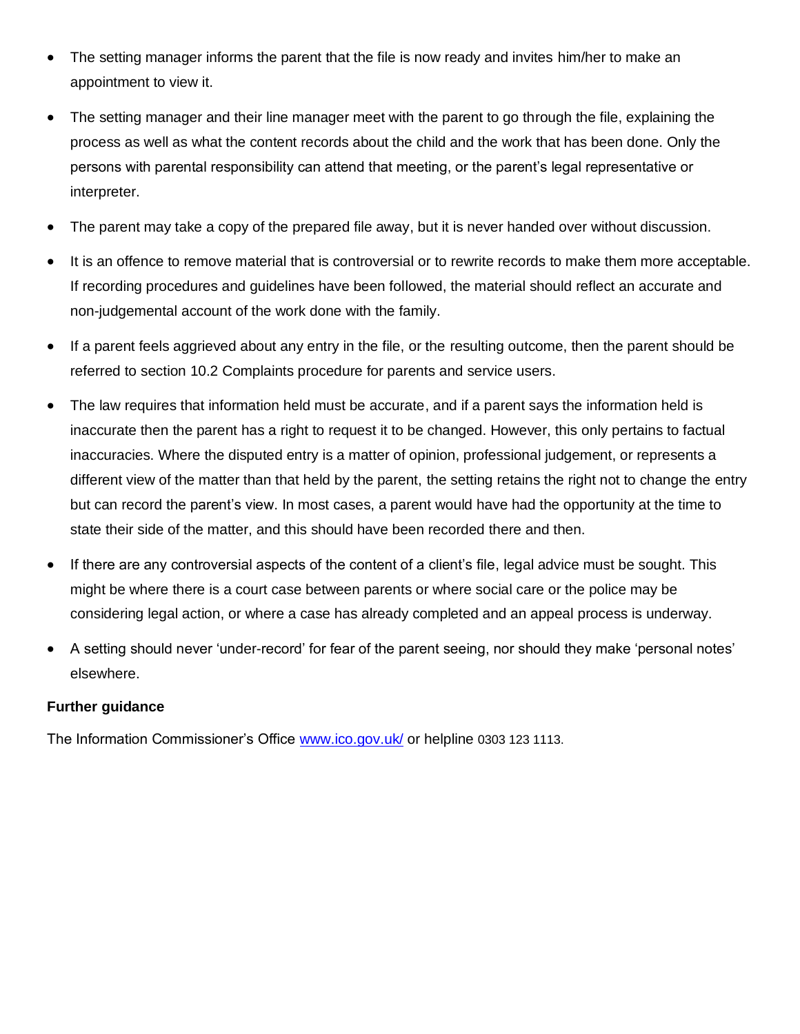- The setting manager informs the parent that the file is now ready and invites him/her to make an appointment to view it.
- The setting manager and their line manager meet with the parent to go through the file, explaining the process as well as what the content records about the child and the work that has been done. Only the persons with parental responsibility can attend that meeting, or the parent's legal representative or interpreter.
- The parent may take a copy of the prepared file away, but it is never handed over without discussion.
- It is an offence to remove material that is controversial or to rewrite records to make them more acceptable. If recording procedures and guidelines have been followed, the material should reflect an accurate and non-judgemental account of the work done with the family.
- If a parent feels aggrieved about any entry in the file, or the resulting outcome, then the parent should be referred to section 10.2 Complaints procedure for parents and service users.
- The law requires that information held must be accurate, and if a parent says the information held is inaccurate then the parent has a right to request it to be changed. However, this only pertains to factual inaccuracies. Where the disputed entry is a matter of opinion, professional judgement, or represents a different view of the matter than that held by the parent, the setting retains the right not to change the entry but can record the parent's view. In most cases, a parent would have had the opportunity at the time to state their side of the matter, and this should have been recorded there and then.
- If there are any controversial aspects of the content of a client's file, legal advice must be sought. This might be where there is a court case between parents or where social care or the police may be considering legal action, or where a case has already completed and an appeal process is underway.
- A setting should never 'under-record' for fear of the parent seeing, nor should they make 'personal notes' elsewhere.

**Further guidance**

The Information Commissioner's Office [www.ico.gov.uk/](http://www.ico.gov.uk/) or helpline 0303 123 1113.